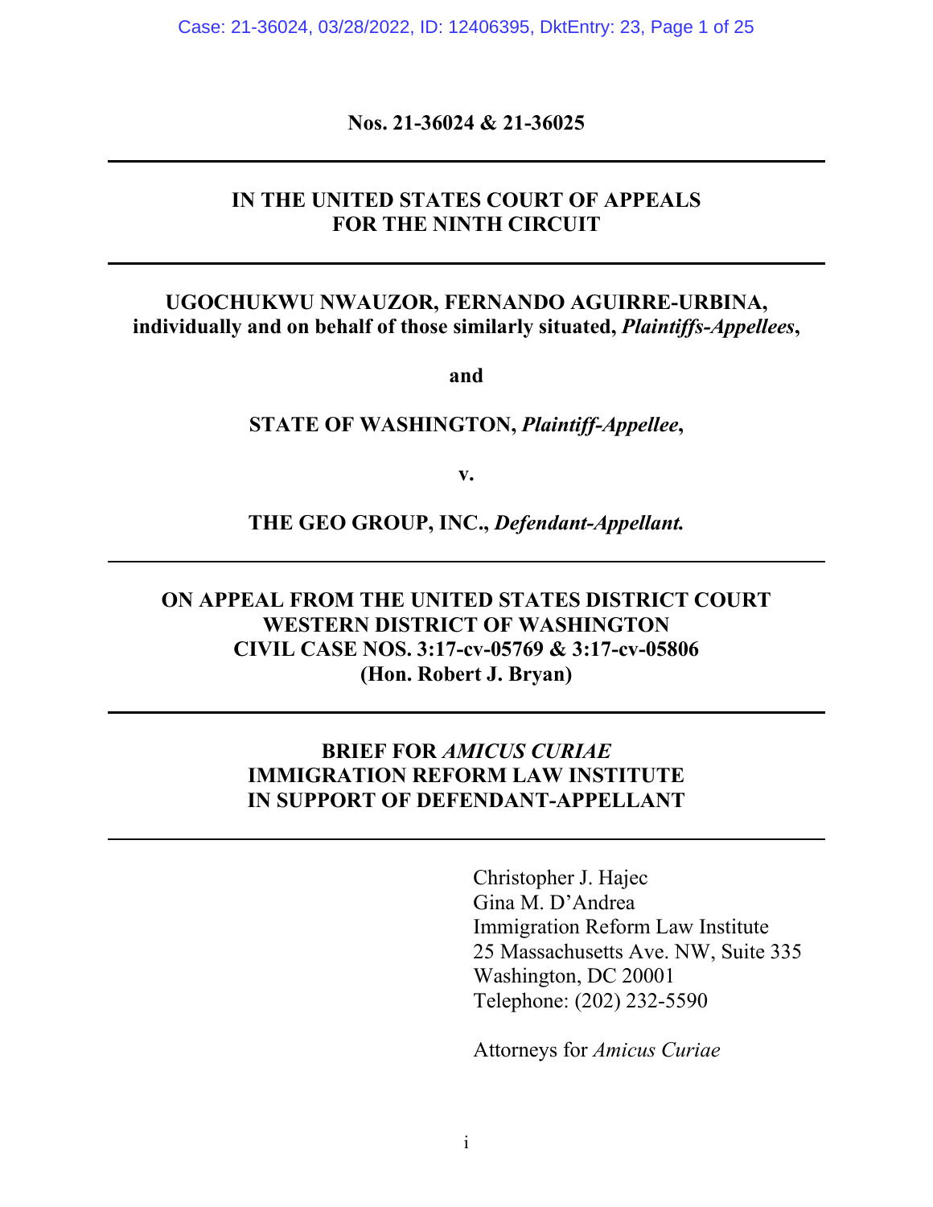**Nos. 21-36024 & 21-36025**

---

**IN THE UNITED STATES COURT OF APPEALS**
**FOR THE NINTH CIRCUIT**

---

**UGOCHUKWU NWAUZOR, FERNANDO AGUIRRE-URBINA, individually and on behalf of those similarly situated, *Plaintiffs-Appellees*,**

**and**

**STATE OF WASHINGTON, *Plaintiff-Appellee*,**

**v.**

**THE GEO GROUP, INC., *Defendant-Appellant.***

---

**ON APPEAL FROM THE UNITED STATES DISTRICT COURT**
**WESTERN DISTRICT OF WASHINGTON**
**CIVIL CASE NOS. 3:17-cv-05769 & 3:17-cv-05806**
**(Hon. Robert J. Bryan)**

---

**BRIEF FOR *AMICUS CURIAE***
**IMMIGRATION REFORM LAW INSTITUTE**
**IN SUPPORT OF DEFENDANT-APPELLANT**

---

Christopher J. Hajec
Gina M. D'Andrea
Immigration Reform Law Institute
25 Massachusetts Ave. NW, Suite 335
Washington, DC 20001
Telephone: (202) 232-5590

Attorneys for *Amicus Curiae*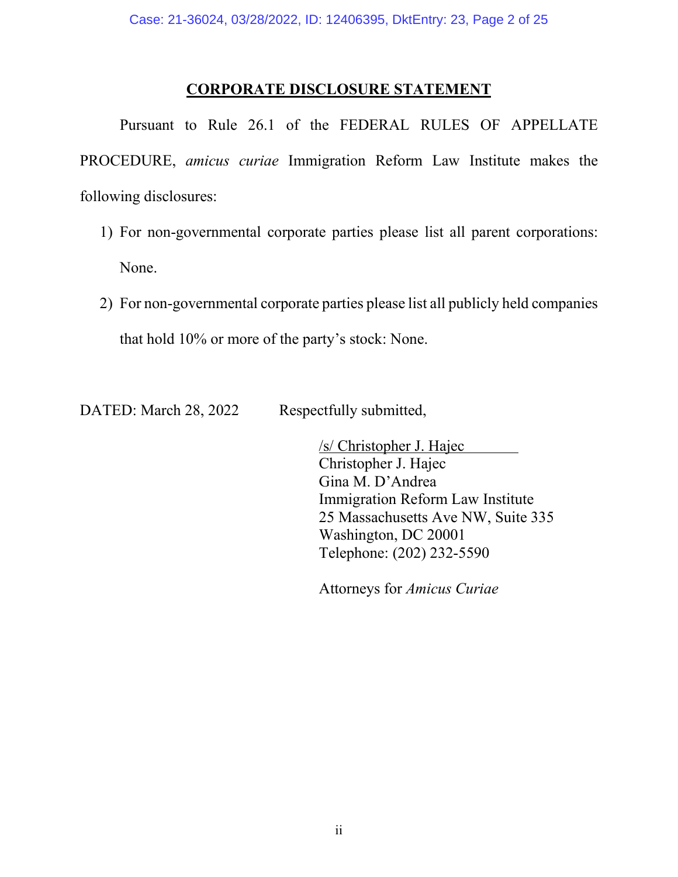## CORPORATE DISCLOSURE STATEMENT

Pursuant to Rule 26.1 of the FEDERAL RULES OF APPELLATE PROCEDURE, *amicus curiae* Immigration Reform Law Institute makes the following disclosures:

1) For non-governmental corporate parties please list all parent corporations: None.
2) For non-governmental corporate parties please list all publicly held companies that hold 10% or more of the party's stock: None.

DATED: March 28, 2022

Respectfully submitted,

/s/ Christopher J. Hajec
Christopher J. Hajec
Gina M. D'Andrea
Immigration Reform Law Institute
25 Massachusetts Ave NW, Suite 335
Washington, DC 20001
Telephone: (202) 232-5590

Attorneys for *Amicus Curiae*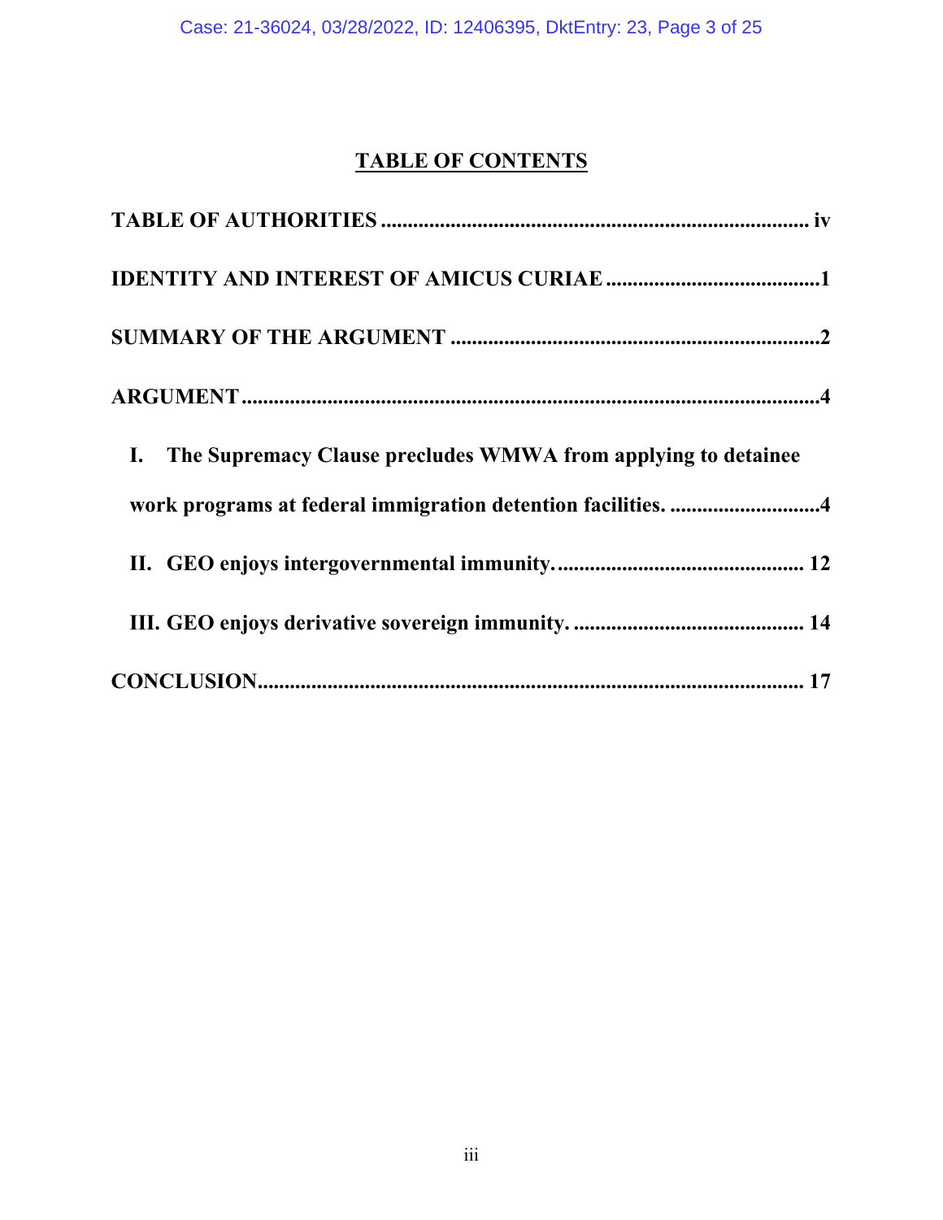# TABLE OF CONTENTS

**TABLE OF AUTHORITIES** ........................................................................ iv

**IDENTITY AND INTEREST OF AMICUS CURIAE** ........................................ 1

**SUMMARY OF THE ARGUMENT** ..................................................................... 2

**ARGUMENT** ....................................................................................................... 4

- **I. The Supremacy Clause precludes WMWA from applying to detainee work programs at federal immigration detention facilities.** ............................ 4

- **II. GEO enjoys intergovernmental immunity.** ............................................... 12

- **III. GEO enjoys derivative sovereign immunity.** ........................................... 14

**CONCLUSION** ................................................................................................... 17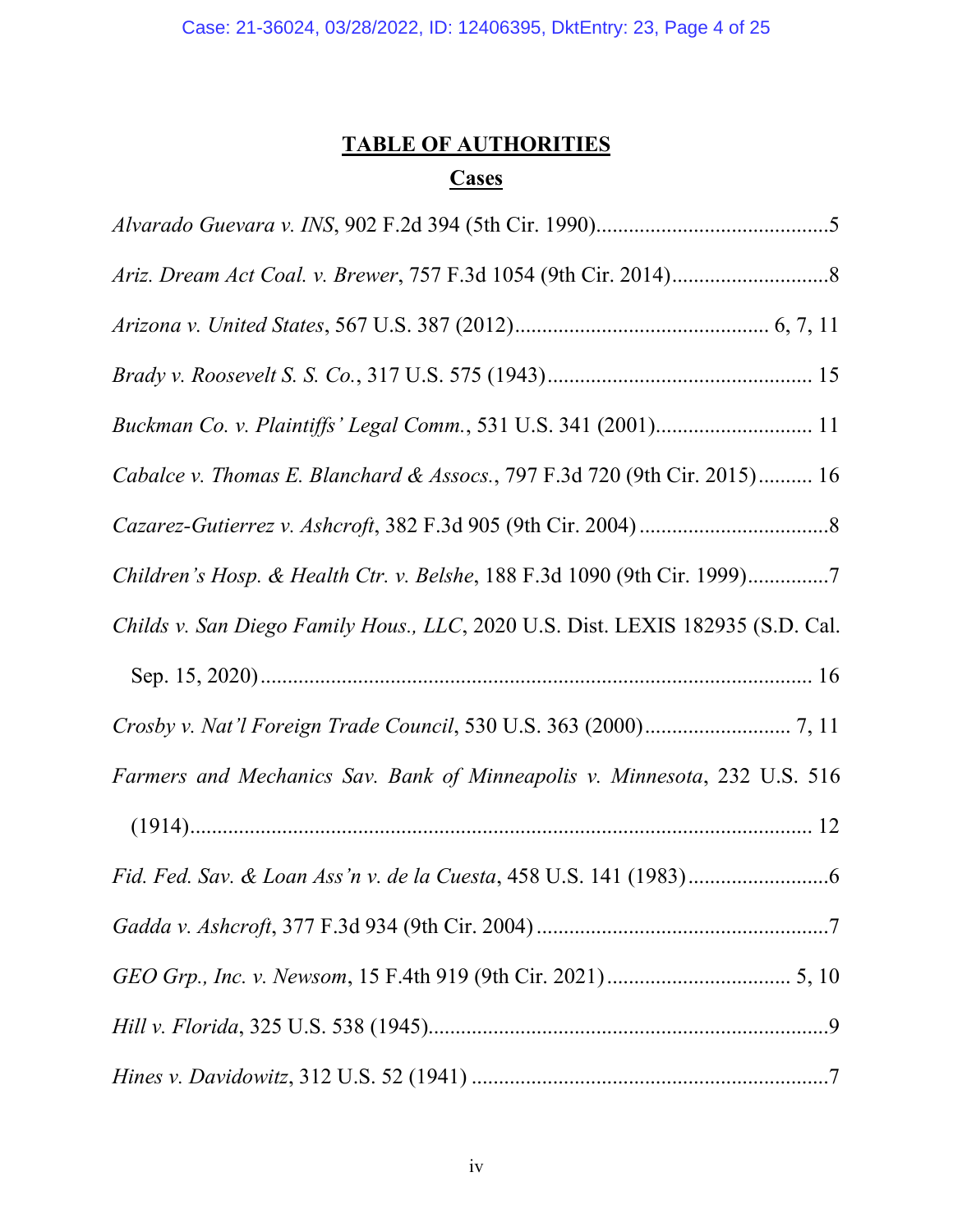## TABLE OF AUTHORITIES

### Cases

*Alvarado Guevara v. INS*, 902 F.2d 394 (5th Cir. 1990)...........................................5

*Ariz. Dream Act Coal. v. Brewer*, 757 F.3d 1054 (9th Cir. 2014).............................8

*Arizona v. United States*, 567 U.S. 387 (2012).............................................. 6, 7, 11

*Brady v. Roosevelt S. S. Co.*, 317 U.S. 575 (1943)................................................ 15

*Buckman Co. v. Plaintiffs' Legal Comm.*, 531 U.S. 341 (2001)............................ 11

*Cabalce v. Thomas E. Blanchard & Assocs.*, 797 F.3d 720 (9th Cir. 2015).......... 16

*Cazarez-Gutierrez v. Ashcroft*, 382 F.3d 905 (9th Cir. 2004) ..................................8

*Children's Hosp. & Health Ctr. v. Belshe*, 188 F.3d 1090 (9th Cir. 1999)...............7

*Childs v. San Diego Family Hous., LLC*, 2020 U.S. Dist. LEXIS 182935 (S.D. Cal. Sep. 15, 2020)...................................................................................................... 16

*Crosby v. Nat'l Foreign Trade Council*, 530 U.S. 363 (2000)........................... 7, 11

*Farmers and Mechanics Sav. Bank of Minneapolis v. Minnesota*, 232 U.S. 516 (1914)...................................................................................................................... 12

*Fid. Fed. Sav. & Loan Ass'n v. de la Cuesta*, 458 U.S. 141 (1983)..........................6

*Gadda v. Ashcroft*, 377 F.3d 934 (9th Cir. 2004) ......................................................7

*GEO Grp., Inc. v. Newsom*, 15 F.4th 919 (9th Cir. 2021)................................. 5, 10

*Hill v. Florida*, 325 U.S. 538 (1945).........................................................................9

*Hines v. Davidowitz*, 312 U.S. 52 (1941) ..................................................................7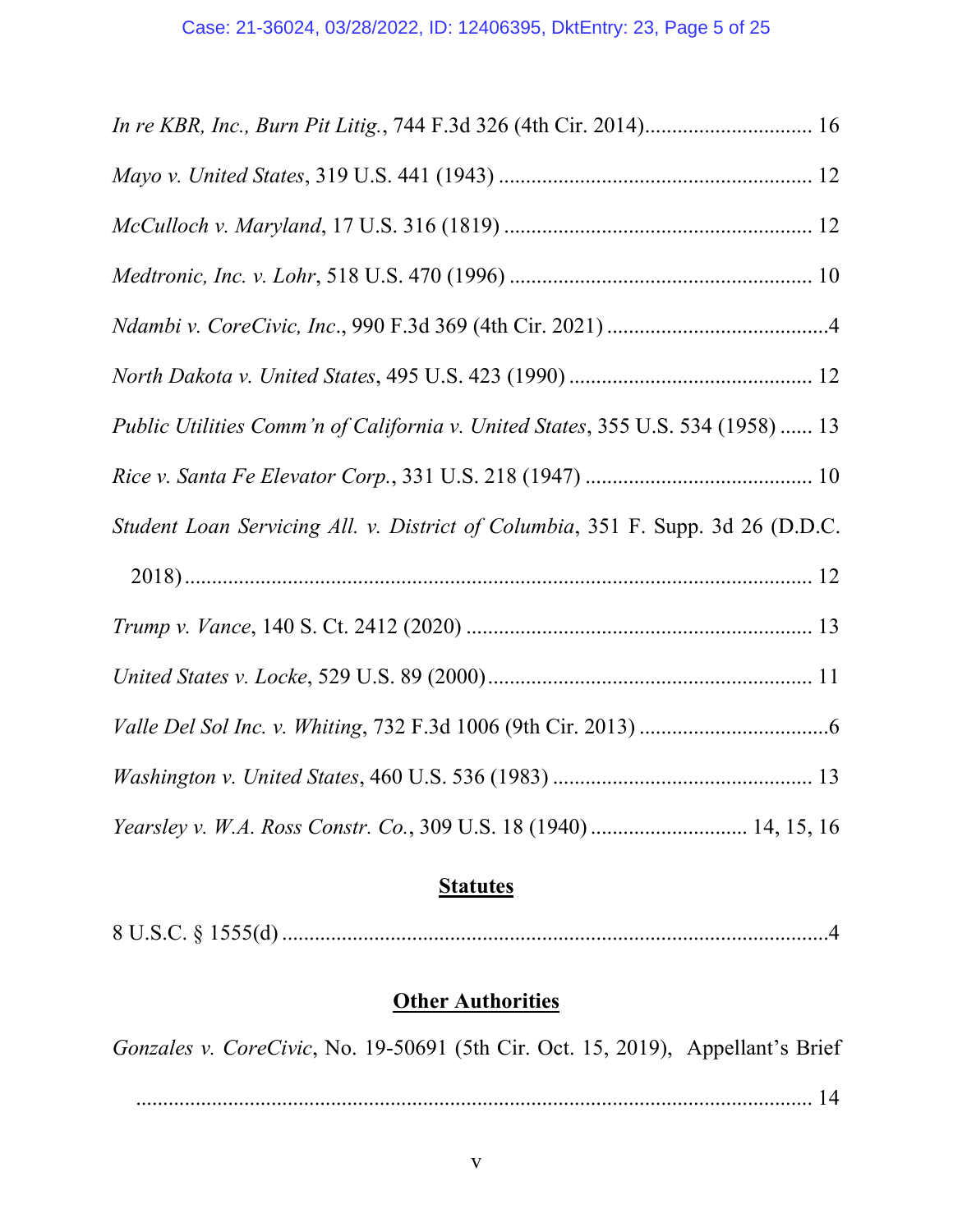*In re KBR, Inc., Burn Pit Litig.*, 744 F.3d 326 (4th Cir. 2014) ............................... 16

*Mayo v. United States*, 319 U.S. 441 (1943) .......................................................... 12

*McCulloch v. Maryland*, 17 U.S. 316 (1819) ......................................................... 12

*Medtronic, Inc. v. Lohr*, 518 U.S. 470 (1996) ........................................................ 10

*Ndambi v. CoreCivic, Inc.*, 990 F.3d 369 (4th Cir. 2021) .........................................4

*North Dakota v. United States*, 495 U.S. 423 (1990) ............................................. 12

*Public Utilities Comm'n of California v. United States*, 355 U.S. 534 (1958) ...... 13

*Rice v. Santa Fe Elevator Corp.*, 331 U.S. 218 (1947) .......................................... 10

*Student Loan Servicing All. v. District of Columbia*, 351 F. Supp. 3d 26 (D.D.C. 2018) ..................................................................................................... 12

*Trump v. Vance*, 140 S. Ct. 2412 (2020) ................................................................ 13

*United States v. Locke*, 529 U.S. 89 (2000)............................................................ 11

*Valle Del Sol Inc. v. Whiting*, 732 F.3d 1006 (9th Cir. 2013) ...................................6

*Washington v. United States*, 460 U.S. 536 (1983) ................................................ 13

*Yearsley v. W.A. Ross Constr. Co.*, 309 U.S. 18 (1940) ............................ 14, 15, 16

## Statutes

8 U.S.C. § 1555(d) .....................................................................................................4

## Other Authorities

*Gonzales v. CoreCivic*, No. 19-50691 (5th Cir. Oct. 15, 2019), Appellant's Brief ..................................................................................................................... 14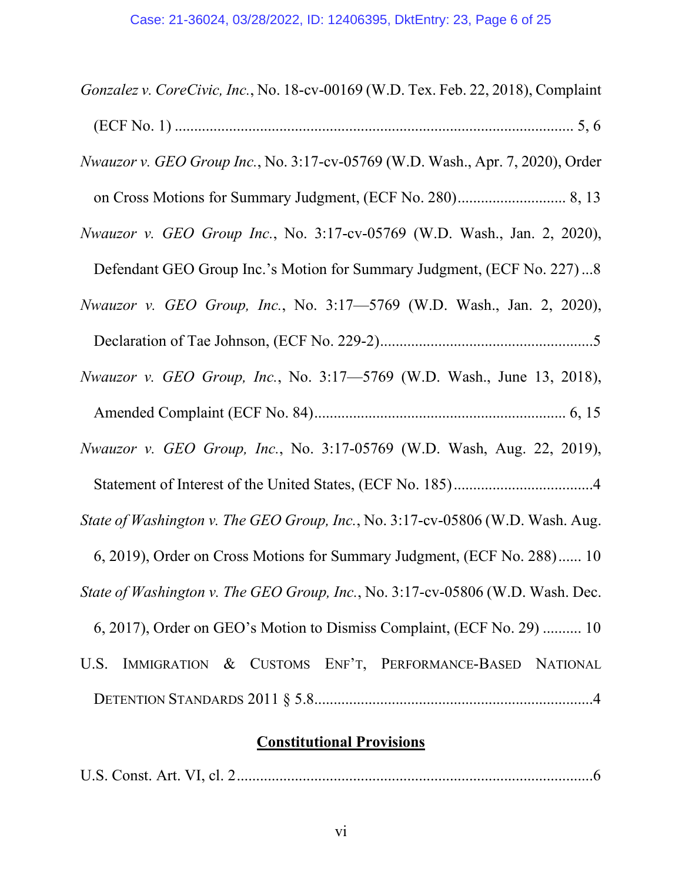*Gonzalez v. CoreCivic, Inc.*, No. 18-cv-00169 (W.D. Tex. Feb. 22, 2018), Complaint (ECF No. 1) ........................................................................................................ 5, 6

*Nwauzor v. GEO Group Inc.*, No. 3:17-cv-05769 (W.D. Wash., Apr. 7, 2020), Order on Cross Motions for Summary Judgment, (ECF No. 280)............................ 8, 13

*Nwauzor v. GEO Group Inc.*, No. 3:17-cv-05769 (W.D. Wash., Jan. 2, 2020), Defendant GEO Group Inc.'s Motion for Summary Judgment, (ECF No. 227) ...8

*Nwauzor v. GEO Group, Inc.*, No. 3:17—5769 (W.D. Wash., Jan. 2, 2020), Declaration of Tae Johnson, (ECF No. 229-2).......................................................5

*Nwauzor v. GEO Group, Inc.*, No. 3:17—5769 (W.D. Wash., June 13, 2018), Amended Complaint (ECF No. 84)................................................................. 6, 15

*Nwauzor v. GEO Group, Inc.*, No. 3:17-05769 (W.D. Wash, Aug. 22, 2019), Statement of Interest of the United States, (ECF No. 185) ...................................4

*State of Washington v. The GEO Group, Inc.*, No. 3:17-cv-05806 (W.D. Wash. Aug. 6, 2019), Order on Cross Motions for Summary Judgment, (ECF No. 288)...... 10

*State of Washington v. The GEO Group, Inc.*, No. 3:17-cv-05806 (W.D. Wash. Dec. 6, 2017), Order on GEO's Motion to Dismiss Complaint, (ECF No. 29) .......... 10

U.S. IMMIGRATION & CUSTOMS ENF'T, PERFORMANCE-BASED NATIONAL DETENTION STANDARDS 2011 § 5.8.......................................................................4

## Constitutional Provisions

U.S. Const. Art. VI, cl. 2...........................................................................................6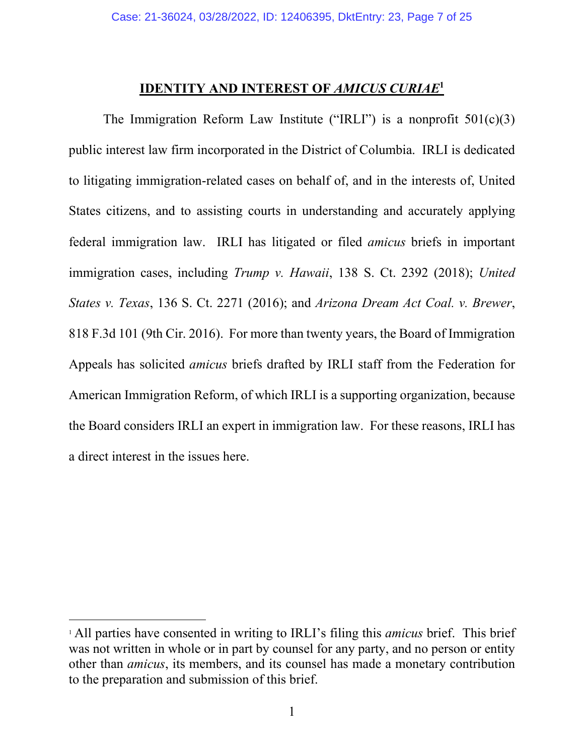## IDENTITY AND INTEREST OF *AMICUS CURIAE*[1]

The Immigration Reform Law Institute ("IRLI") is a nonprofit 501(c)(3) public interest law firm incorporated in the District of Columbia. IRLI is dedicated to litigating immigration-related cases on behalf of, and in the interests of, United States citizens, and to assisting courts in understanding and accurately applying federal immigration law. IRLI has litigated or filed *amicus* briefs in important immigration cases, including *Trump v. Hawaii*, 138 S. Ct. 2392 (2018); *United States v. Texas*, 136 S. Ct. 2271 (2016); and *Arizona Dream Act Coal. v. Brewer*, 818 F.3d 101 (9th Cir. 2016). For more than twenty years, the Board of Immigration Appeals has solicited *amicus* briefs drafted by IRLI staff from the Federation for American Immigration Reform, of which IRLI is a supporting organization, because the Board considers IRLI an expert in immigration law. For these reasons, IRLI has a direct interest in the issues here.

---

[1] All parties have consented in writing to IRLI's filing this *amicus* brief. This brief was not written in whole or in part by counsel for any party, and no person or entity other than *amicus*, its members, and its counsel has made a monetary contribution to the preparation and submission of this brief.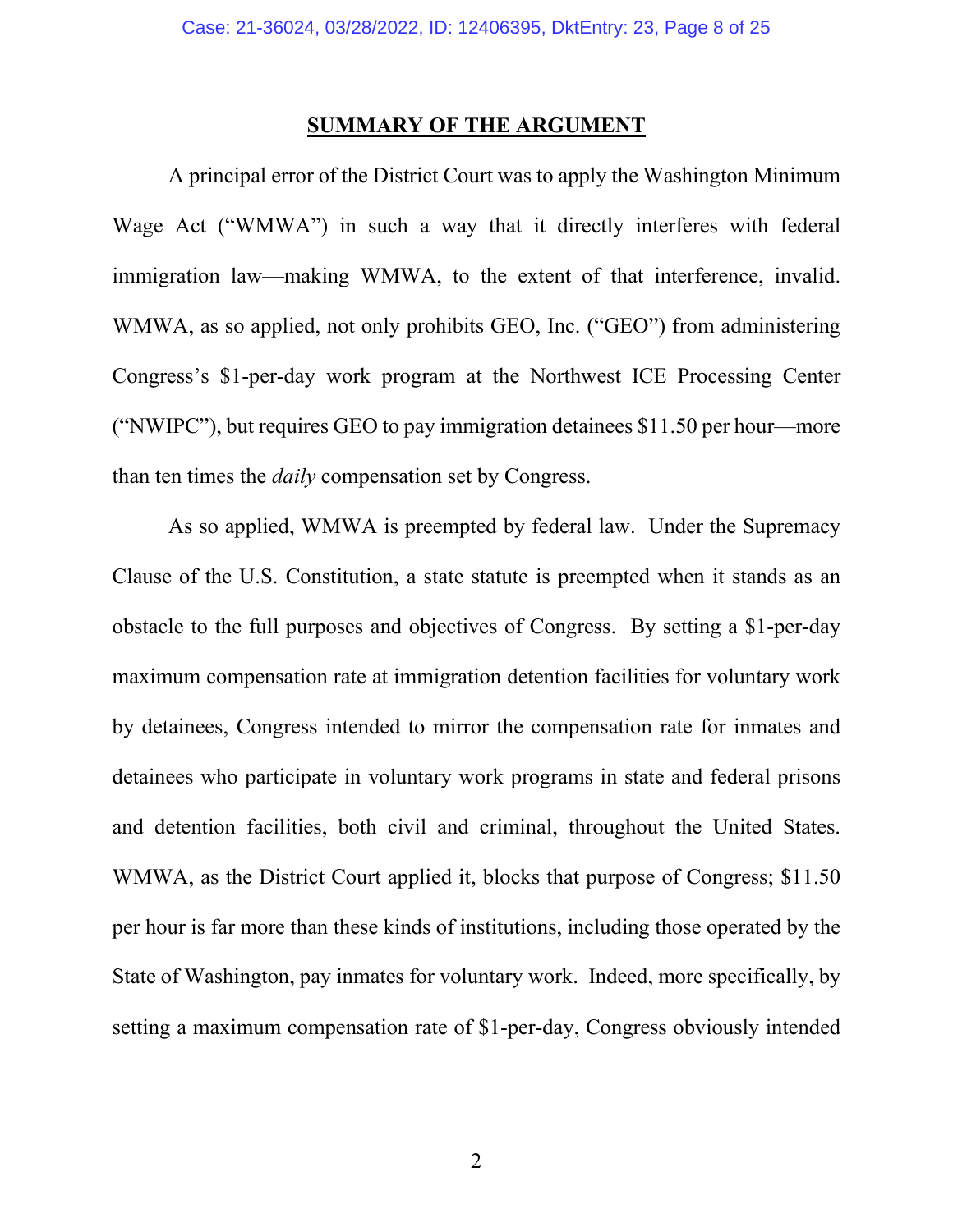## SUMMARY OF THE ARGUMENT

A principal error of the District Court was to apply the Washington Minimum Wage Act ("WMWA") in such a way that it directly interferes with federal immigration law—making WMWA, to the extent of that interference, invalid. WMWA, as so applied, not only prohibits GEO, Inc. ("GEO") from administering Congress's $1-per-day work program at the Northwest ICE Processing Center ("NWIPC"), but requires GEO to pay immigration detainees $11.50 per hour—more than ten times the *daily* compensation set by Congress.

As so applied, WMWA is preempted by federal law. Under the Supremacy Clause of the U.S. Constitution, a state statute is preempted when it stands as an obstacle to the full purposes and objectives of Congress. By setting a $1-per-day maximum compensation rate at immigration detention facilities for voluntary work by detainees, Congress intended to mirror the compensation rate for inmates and detainees who participate in voluntary work programs in state and federal prisons and detention facilities, both civil and criminal, throughout the United States. WMWA, as the District Court applied it, blocks that purpose of Congress; $11.50 per hour is far more than these kinds of institutions, including those operated by the State of Washington, pay inmates for voluntary work. Indeed, more specifically, by setting a maximum compensation rate of $1-per-day, Congress obviously intended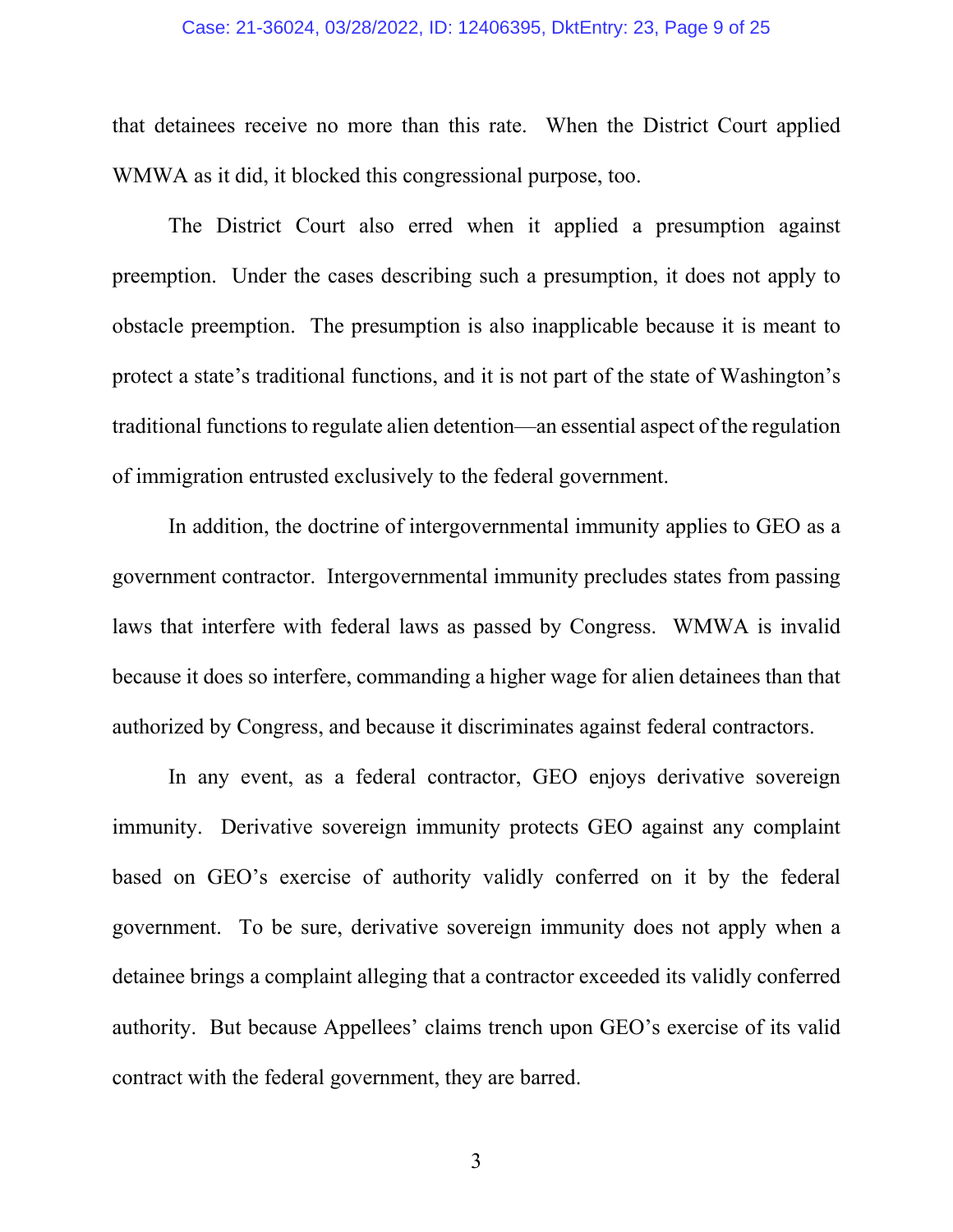that detainees receive no more than this rate. When the District Court applied WMWA as it did, it blocked this congressional purpose, too.

The District Court also erred when it applied a presumption against preemption. Under the cases describing such a presumption, it does not apply to obstacle preemption. The presumption is also inapplicable because it is meant to protect a state's traditional functions, and it is not part of the state of Washington's traditional functions to regulate alien detention—an essential aspect of the regulation of immigration entrusted exclusively to the federal government.

In addition, the doctrine of intergovernmental immunity applies to GEO as a government contractor. Intergovernmental immunity precludes states from passing laws that interfere with federal laws as passed by Congress. WMWA is invalid because it does so interfere, commanding a higher wage for alien detainees than that authorized by Congress, and because it discriminates against federal contractors.

In any event, as a federal contractor, GEO enjoys derivative sovereign immunity. Derivative sovereign immunity protects GEO against any complaint based on GEO's exercise of authority validly conferred on it by the federal government. To be sure, derivative sovereign immunity does not apply when a detainee brings a complaint alleging that a contractor exceeded its validly conferred authority. But because Appellees' claims trench upon GEO's exercise of its valid contract with the federal government, they are barred.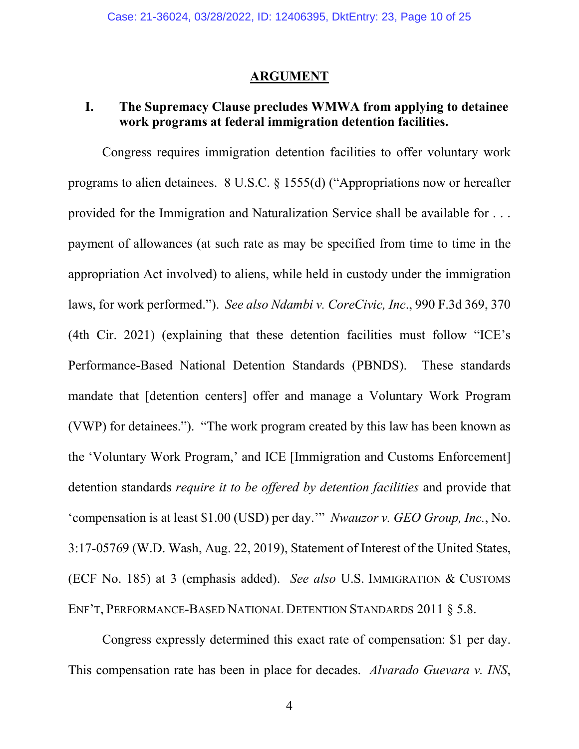## ARGUMENT

### I. The Supremacy Clause precludes WMWA from applying to detainee work programs at federal immigration detention facilities.

Congress requires immigration detention facilities to offer voluntary work programs to alien detainees. 8 U.S.C. § 1555(d) ("Appropriations now or hereafter provided for the Immigration and Naturalization Service shall be available for . . . payment of allowances (at such rate as may be specified from time to time in the appropriation Act involved) to aliens, while held in custody under the immigration laws, for work performed."). *See also Ndambi v. CoreCivic, Inc.*, 990 F.3d 369, 370 (4th Cir. 2021) (explaining that these detention facilities must follow "ICE's Performance-Based National Detention Standards (PBNDS). These standards mandate that [detention centers] offer and manage a Voluntary Work Program (VWP) for detainees."). "The work program created by this law has been known as the 'Voluntary Work Program,' and ICE [Immigration and Customs Enforcement] detention standards *require it to be offered by detention facilities* and provide that 'compensation is at least $1.00 (USD) per day.'" *Nwauzor v. GEO Group, Inc.*, No. 3:17-05769 (W.D. Wash, Aug. 22, 2019), Statement of Interest of the United States, (ECF No. 185) at 3 (emphasis added). *See also* U.S. IMMIGRATION & CUSTOMS ENF'T, PERFORMANCE-BASED NATIONAL DETENTION STANDARDS 2011 § 5.8.

Congress expressly determined this exact rate of compensation: $1 per day. This compensation rate has been in place for decades. *Alvarado Guevara v. INS*,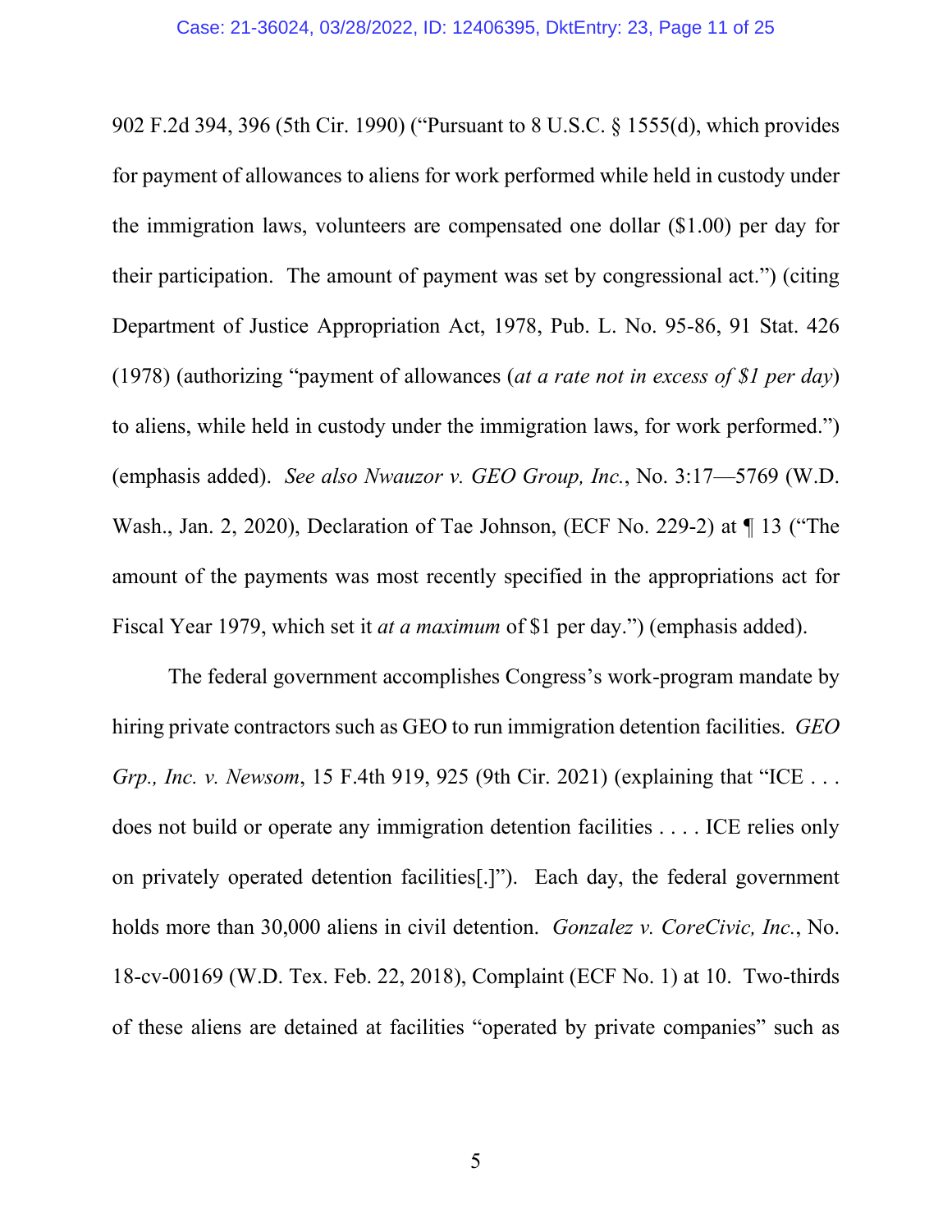902 F.2d 394, 396 (5th Cir. 1990) ("Pursuant to 8 U.S.C. § 1555(d), which provides for payment of allowances to aliens for work performed while held in custody under the immigration laws, volunteers are compensated one dollar ($1.00) per day for their participation. The amount of payment was set by congressional act.") (citing Department of Justice Appropriation Act, 1978, Pub. L. No. 95-86, 91 Stat. 426 (1978) (authorizing "payment of allowances (*at a rate not in excess of $1 per day*) to aliens, while held in custody under the immigration laws, for work performed.") (emphasis added). *See also Nwauzor v. GEO Group, Inc.*, No. 3:17—5769 (W.D. Wash., Jan. 2, 2020), Declaration of Tae Johnson, (ECF No. 229-2) at ¶ 13 ("The amount of the payments was most recently specified in the appropriations act for Fiscal Year 1979, which set it *at a maximum* of $1 per day.") (emphasis added).

The federal government accomplishes Congress's work-program mandate by hiring private contractors such as GEO to run immigration detention facilities. *GEO Grp., Inc. v. Newsom*, 15 F.4th 919, 925 (9th Cir. 2021) (explaining that "ICE . . . does not build or operate any immigration detention facilities . . . . ICE relies only on privately operated detention facilities[.]"). Each day, the federal government holds more than 30,000 aliens in civil detention. *Gonzalez v. CoreCivic, Inc.*, No. 18-cv-00169 (W.D. Tex. Feb. 22, 2018), Complaint (ECF No. 1) at 10. Two-thirds of these aliens are detained at facilities "operated by private companies" such as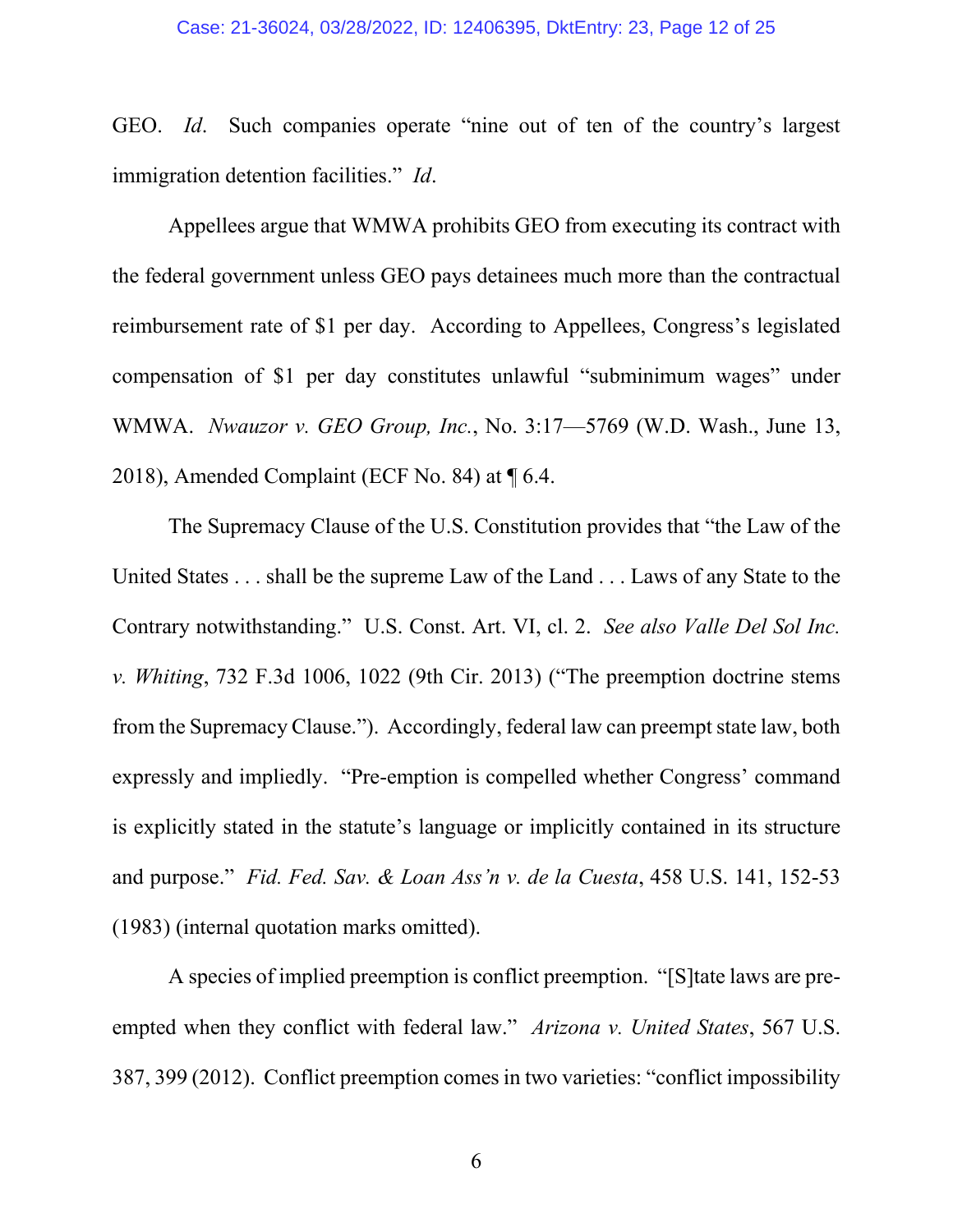GEO. *Id*. Such companies operate "nine out of ten of the country's largest immigration detention facilities." *Id*.

Appellees argue that WMWA prohibits GEO from executing its contract with the federal government unless GEO pays detainees much more than the contractual reimbursement rate of $1 per day. According to Appellees, Congress's legislated compensation of $1 per day constitutes unlawful "subminimum wages" under WMWA. *Nwauzor v. GEO Group, Inc.*, No. 3:17—5769 (W.D. Wash., June 13, 2018), Amended Complaint (ECF No. 84) at ¶ 6.4.

The Supremacy Clause of the U.S. Constitution provides that "the Law of the United States . . . shall be the supreme Law of the Land . . . Laws of any State to the Contrary notwithstanding." U.S. Const. Art. VI, cl. 2. *See also Valle Del Sol Inc. v. Whiting*, 732 F.3d 1006, 1022 (9th Cir. 2013) ("The preemption doctrine stems from the Supremacy Clause."). Accordingly, federal law can preempt state law, both expressly and impliedly. "Pre-emption is compelled whether Congress' command is explicitly stated in the statute's language or implicitly contained in its structure and purpose." *Fid. Fed. Sav. & Loan Ass'n v. de la Cuesta*, 458 U.S. 141, 152-53 (1983) (internal quotation marks omitted).

A species of implied preemption is conflict preemption. "[S]tate laws are pre-empted when they conflict with federal law." *Arizona v. United States*, 567 U.S. 387, 399 (2012). Conflict preemption comes in two varieties: "conflict impossibility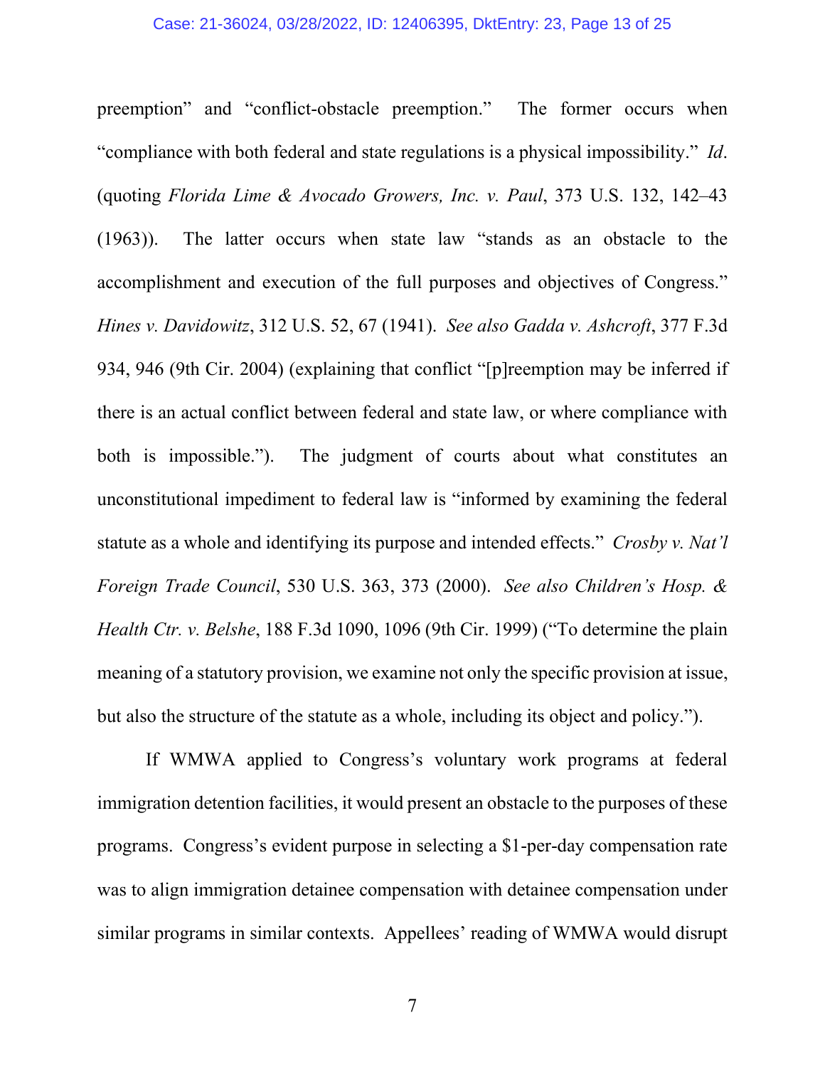preemption" and "conflict-obstacle preemption." The former occurs when "compliance with both federal and state regulations is a physical impossibility." *Id*. (quoting *Florida Lime & Avocado Growers, Inc. v. Paul*, 373 U.S. 132, 142–43 (1963)). The latter occurs when state law "stands as an obstacle to the accomplishment and execution of the full purposes and objectives of Congress." *Hines v. Davidowitz*, 312 U.S. 52, 67 (1941). *See also Gadda v. Ashcroft*, 377 F.3d 934, 946 (9th Cir. 2004) (explaining that conflict "[p]reemption may be inferred if there is an actual conflict between federal and state law, or where compliance with both is impossible."). The judgment of courts about what constitutes an unconstitutional impediment to federal law is "informed by examining the federal statute as a whole and identifying its purpose and intended effects." *Crosby v. Nat'l Foreign Trade Council*, 530 U.S. 363, 373 (2000). *See also Children's Hosp. & Health Ctr. v. Belshe*, 188 F.3d 1090, 1096 (9th Cir. 1999) ("To determine the plain meaning of a statutory provision, we examine not only the specific provision at issue, but also the structure of the statute as a whole, including its object and policy.").

If WMWA applied to Congress's voluntary work programs at federal immigration detention facilities, it would present an obstacle to the purposes of these programs. Congress's evident purpose in selecting a $1-per-day compensation rate was to align immigration detainee compensation with detainee compensation under similar programs in similar contexts. Appellees' reading of WMWA would disrupt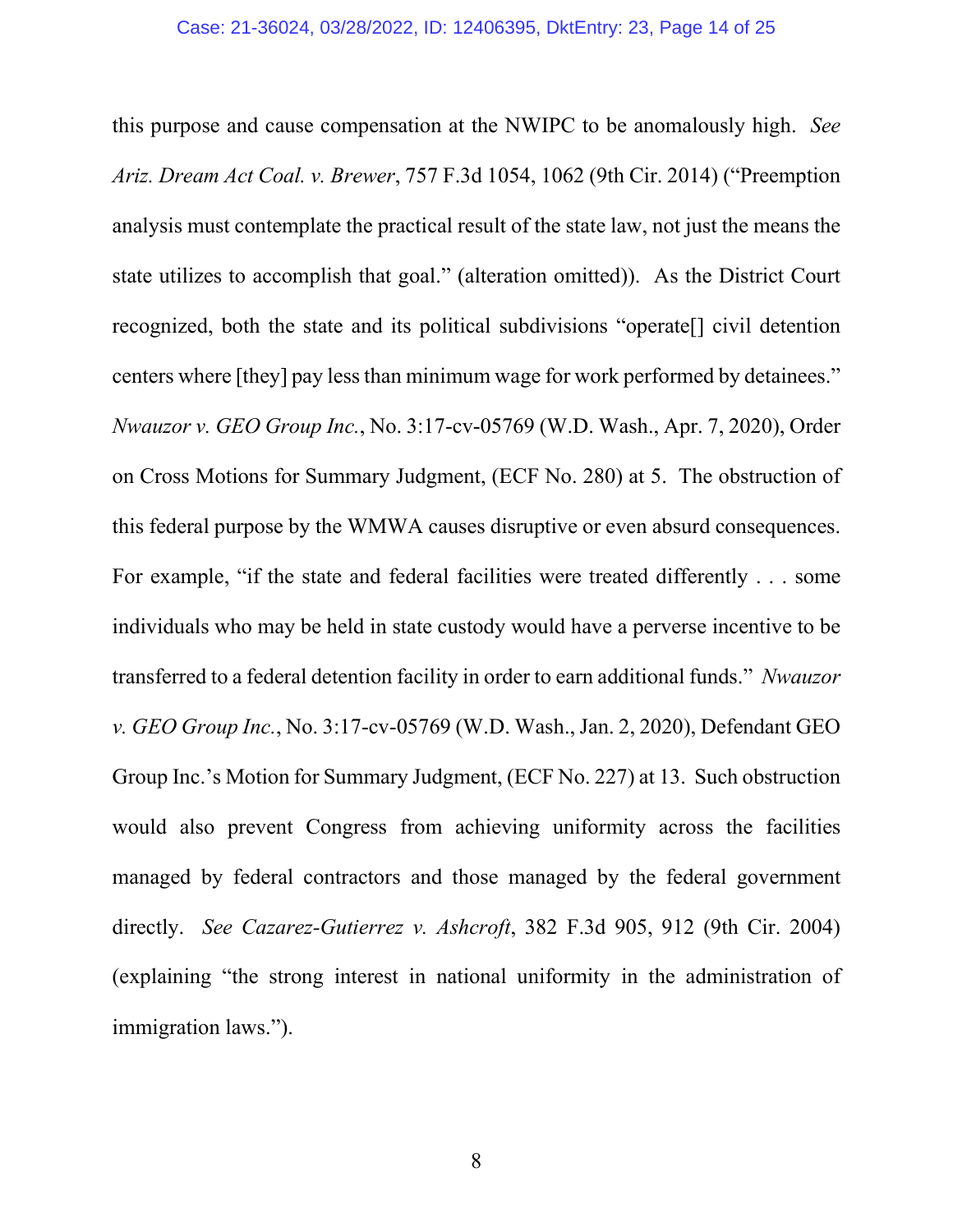this purpose and cause compensation at the NWIPC to be anomalously high. *See Ariz. Dream Act Coal. v. Brewer*, 757 F.3d 1054, 1062 (9th Cir. 2014) ("Preemption analysis must contemplate the practical result of the state law, not just the means the state utilizes to accomplish that goal." (alteration omitted)). As the District Court recognized, both the state and its political subdivisions "operate[] civil detention centers where [they] pay less than minimum wage for work performed by detainees." *Nwauzor v. GEO Group Inc.*, No. 3:17-cv-05769 (W.D. Wash., Apr. 7, 2020), Order on Cross Motions for Summary Judgment, (ECF No. 280) at 5. The obstruction of this federal purpose by the WMWA causes disruptive or even absurd consequences. For example, "if the state and federal facilities were treated differently . . . some individuals who may be held in state custody would have a perverse incentive to be transferred to a federal detention facility in order to earn additional funds." *Nwauzor v. GEO Group Inc.*, No. 3:17-cv-05769 (W.D. Wash., Jan. 2, 2020), Defendant GEO Group Inc.'s Motion for Summary Judgment, (ECF No. 227) at 13. Such obstruction would also prevent Congress from achieving uniformity across the facilities managed by federal contractors and those managed by the federal government directly. *See Cazarez-Gutierrez v. Ashcroft*, 382 F.3d 905, 912 (9th Cir. 2004) (explaining "the strong interest in national uniformity in the administration of immigration laws.").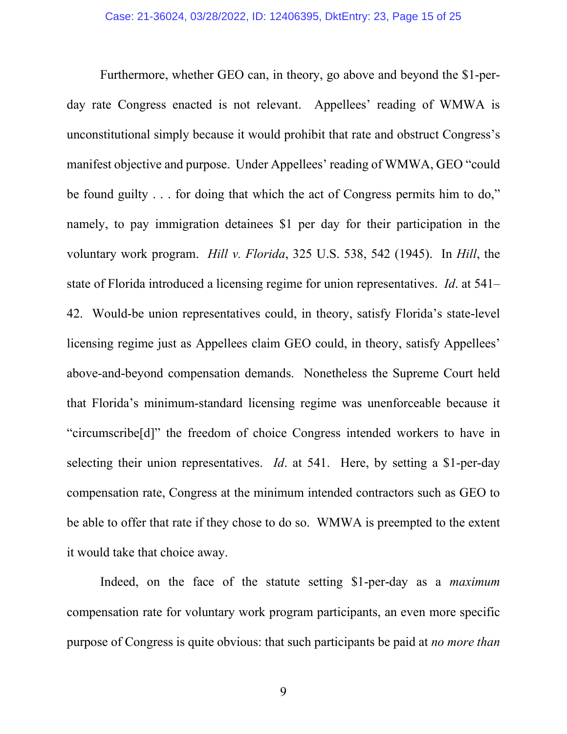Furthermore, whether GEO can, in theory, go above and beyond the $1-per-day rate Congress enacted is not relevant. Appellees' reading of WMWA is unconstitutional simply because it would prohibit that rate and obstruct Congress's manifest objective and purpose. Under Appellees' reading of WMWA, GEO "could be found guilty . . . for doing that which the act of Congress permits him to do," namely, to pay immigration detainees $1 per day for their participation in the voluntary work program. *Hill v. Florida*, 325 U.S. 538, 542 (1945). In *Hill*, the state of Florida introduced a licensing regime for union representatives. *Id*. at 541–42. Would-be union representatives could, in theory, satisfy Florida's state-level licensing regime just as Appellees claim GEO could, in theory, satisfy Appellees' above-and-beyond compensation demands. Nonetheless the Supreme Court held that Florida's minimum-standard licensing regime was unenforceable because it "circumscribe[d]" the freedom of choice Congress intended workers to have in selecting their union representatives. *Id*. at 541. Here, by setting a $1-per-day compensation rate, Congress at the minimum intended contractors such as GEO to be able to offer that rate if they chose to do so. WMWA is preempted to the extent it would take that choice away.

Indeed, on the face of the statute setting $1-per-day as a *maximum* compensation rate for voluntary work program participants, an even more specific purpose of Congress is quite obvious: that such participants be paid at *no more than*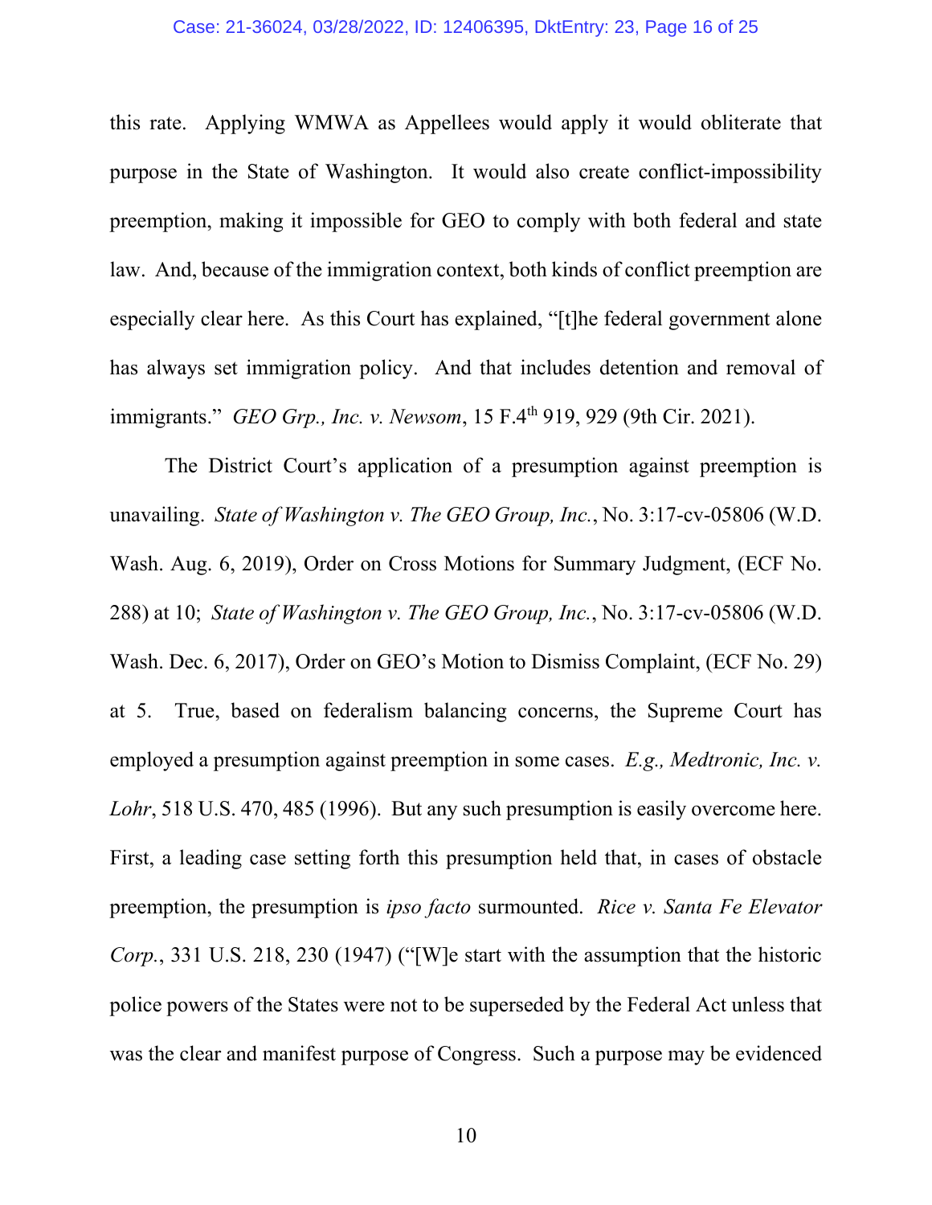this rate. Applying WMWA as Appellees would apply it would obliterate that purpose in the State of Washington. It would also create conflict-impossibility preemption, making it impossible for GEO to comply with both federal and state law. And, because of the immigration context, both kinds of conflict preemption are especially clear here. As this Court has explained, "[t]he federal government alone has always set immigration policy. And that includes detention and removal of immigrants." *GEO Grp., Inc. v. Newsom*, 15 F.4th 919, 929 (9th Cir. 2021).

The District Court's application of a presumption against preemption is unavailing. *State of Washington v. The GEO Group, Inc.*, No. 3:17-cv-05806 (W.D. Wash. Aug. 6, 2019), Order on Cross Motions for Summary Judgment, (ECF No. 288) at 10; *State of Washington v. The GEO Group, Inc.*, No. 3:17-cv-05806 (W.D. Wash. Dec. 6, 2017), Order on GEO's Motion to Dismiss Complaint, (ECF No. 29) at 5. True, based on federalism balancing concerns, the Supreme Court has employed a presumption against preemption in some cases. *E.g., Medtronic, Inc. v. Lohr*, 518 U.S. 470, 485 (1996). But any such presumption is easily overcome here. First, a leading case setting forth this presumption held that, in cases of obstacle preemption, the presumption is *ipso facto* surmounted. *Rice v. Santa Fe Elevator Corp.*, 331 U.S. 218, 230 (1947) ("[W]e start with the assumption that the historic police powers of the States were not to be superseded by the Federal Act unless that was the clear and manifest purpose of Congress. Such a purpose may be evidenced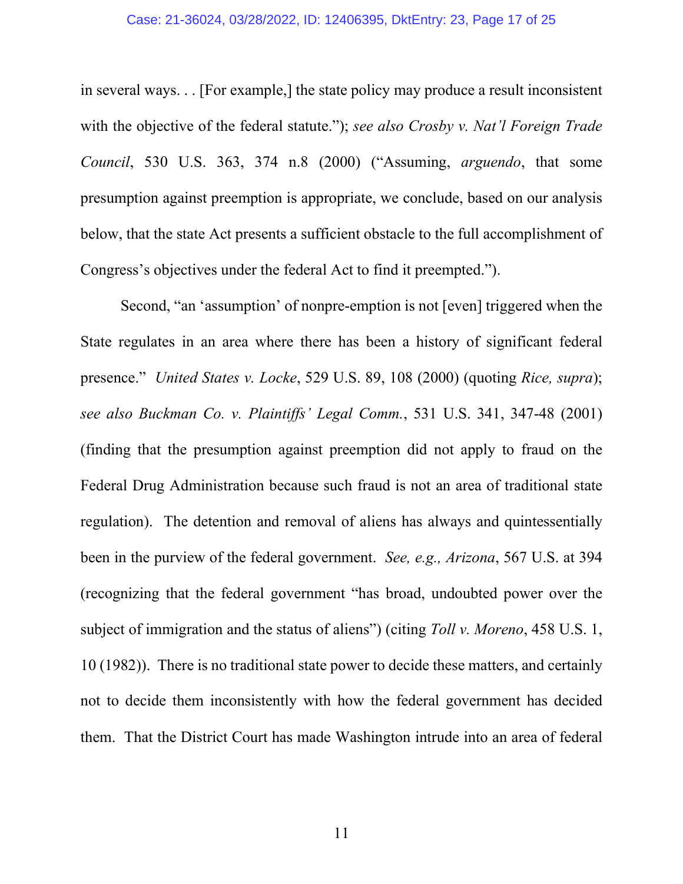in several ways. . . [For example,] the state policy may produce a result inconsistent with the objective of the federal statute."); *see also Crosby v. Nat'l Foreign Trade Council*, 530 U.S. 363, 374 n.8 (2000) ("Assuming, *arguendo*, that some presumption against preemption is appropriate, we conclude, based on our analysis below, that the state Act presents a sufficient obstacle to the full accomplishment of Congress's objectives under the federal Act to find it preempted.").

Second, "an 'assumption' of nonpre-emption is not [even] triggered when the State regulates in an area where there has been a history of significant federal presence." *United States v. Locke*, 529 U.S. 89, 108 (2000) (quoting *Rice, supra*); *see also Buckman Co. v. Plaintiffs' Legal Comm.*, 531 U.S. 341, 347-48 (2001) (finding that the presumption against preemption did not apply to fraud on the Federal Drug Administration because such fraud is not an area of traditional state regulation). The detention and removal of aliens has always and quintessentially been in the purview of the federal government. *See, e.g., Arizona*, 567 U.S. at 394 (recognizing that the federal government "has broad, undoubted power over the subject of immigration and the status of aliens") (citing *Toll v. Moreno*, 458 U.S. 1, 10 (1982)). There is no traditional state power to decide these matters, and certainly not to decide them inconsistently with how the federal government has decided them. That the District Court has made Washington intrude into an area of federal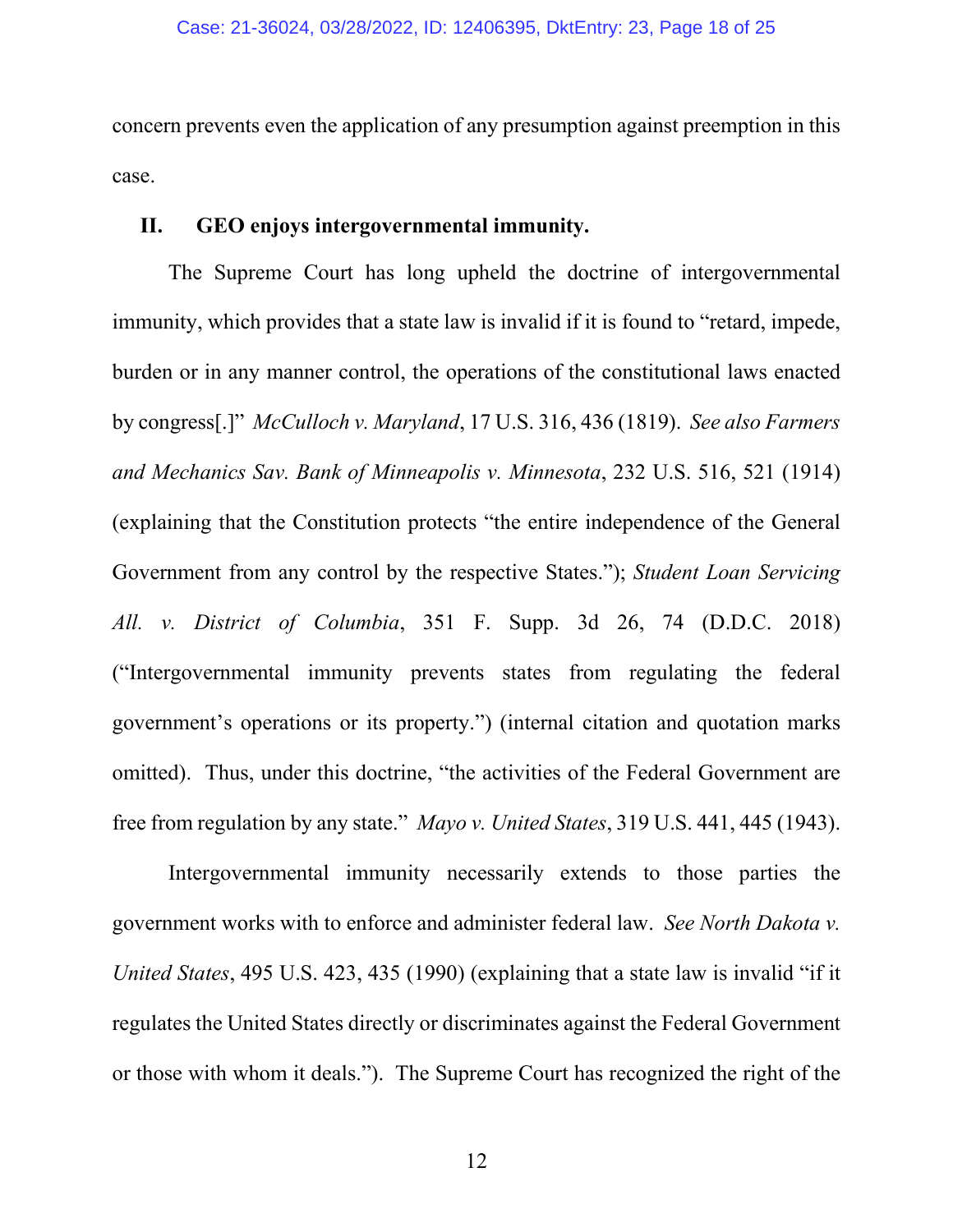concern prevents even the application of any presumption against preemption in this case.

## II. GEO enjoys intergovernmental immunity.

The Supreme Court has long upheld the doctrine of intergovernmental immunity, which provides that a state law is invalid if it is found to "retard, impede, burden or in any manner control, the operations of the constitutional laws enacted by congress[.]" *McCulloch v. Maryland*, 17 U.S. 316, 436 (1819). *See also Farmers and Mechanics Sav. Bank of Minneapolis v. Minnesota*, 232 U.S. 516, 521 (1914) (explaining that the Constitution protects "the entire independence of the General Government from any control by the respective States."); *Student Loan Servicing All. v. District of Columbia*, 351 F. Supp. 3d 26, 74 (D.D.C. 2018) ("Intergovernmental immunity prevents states from regulating the federal government's operations or its property.") (internal citation and quotation marks omitted). Thus, under this doctrine, "the activities of the Federal Government are free from regulation by any state." *Mayo v. United States*, 319 U.S. 441, 445 (1943).

Intergovernmental immunity necessarily extends to those parties the government works with to enforce and administer federal law. *See North Dakota v. United States*, 495 U.S. 423, 435 (1990) (explaining that a state law is invalid "if it regulates the United States directly or discriminates against the Federal Government or those with whom it deals."). The Supreme Court has recognized the right of the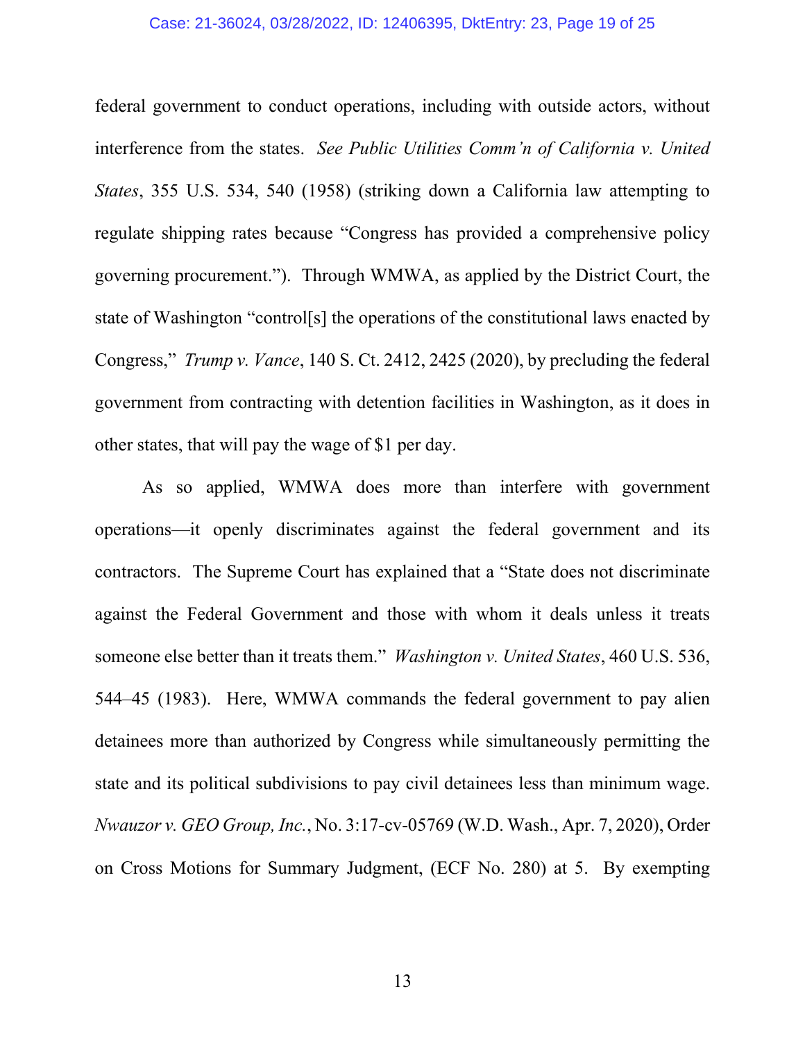federal government to conduct operations, including with outside actors, without interference from the states. *See Public Utilities Comm'n of California v. United States*, 355 U.S. 534, 540 (1958) (striking down a California law attempting to regulate shipping rates because "Congress has provided a comprehensive policy governing procurement."). Through WMWA, as applied by the District Court, the state of Washington "control[s] the operations of the constitutional laws enacted by Congress," *Trump v. Vance*, 140 S. Ct. 2412, 2425 (2020), by precluding the federal government from contracting with detention facilities in Washington, as it does in other states, that will pay the wage of $1 per day.

As so applied, WMWA does more than interfere with government operations—it openly discriminates against the federal government and its contractors. The Supreme Court has explained that a "State does not discriminate against the Federal Government and those with whom it deals unless it treats someone else better than it treats them." *Washington v. United States*, 460 U.S. 536, 544–45 (1983). Here, WMWA commands the federal government to pay alien detainees more than authorized by Congress while simultaneously permitting the state and its political subdivisions to pay civil detainees less than minimum wage. *Nwauzor v. GEO Group, Inc.*, No. 3:17-cv-05769 (W.D. Wash., Apr. 7, 2020), Order on Cross Motions for Summary Judgment, (ECF No. 280) at 5. By exempting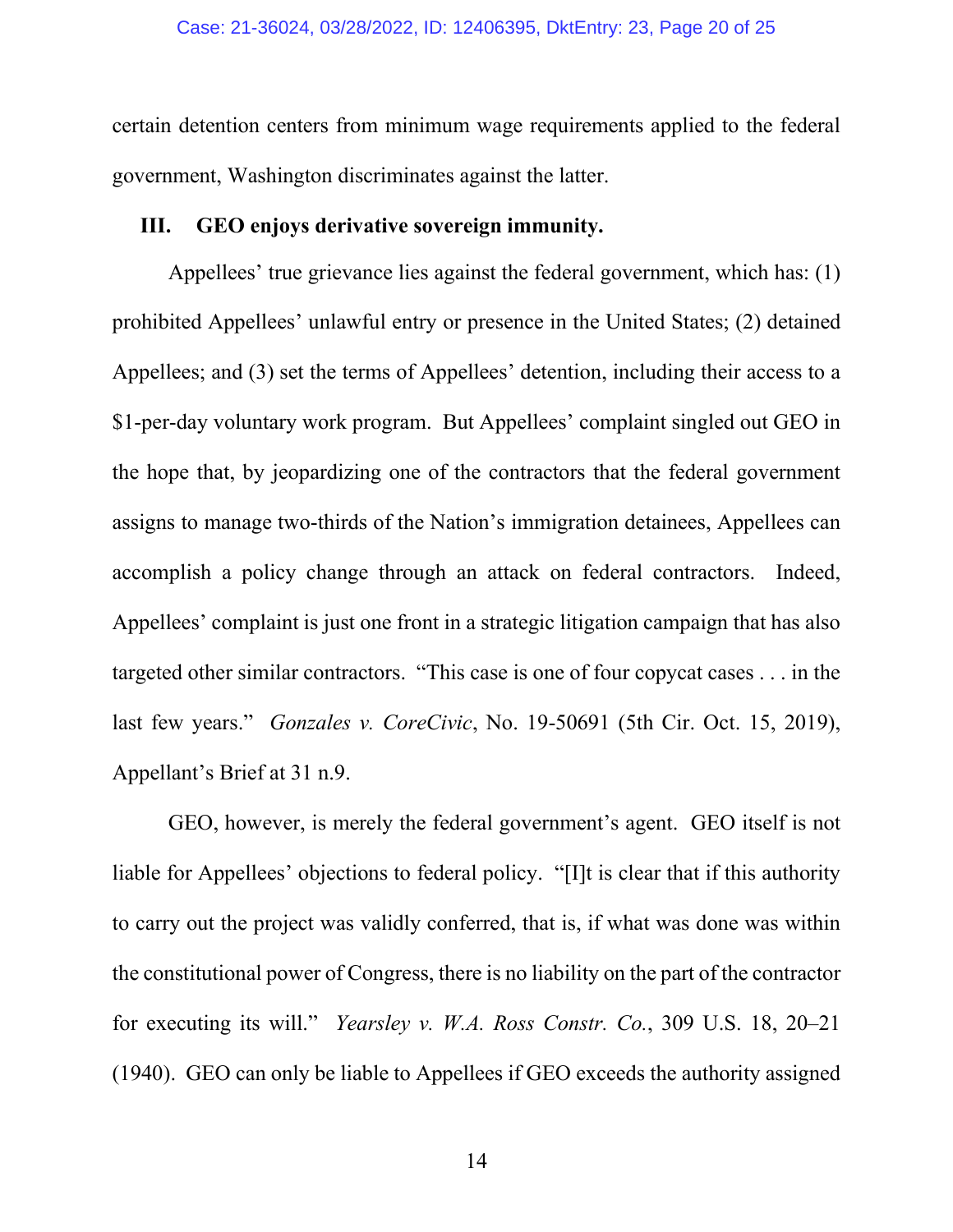certain detention centers from minimum wage requirements applied to the federal government, Washington discriminates against the latter.

## III. GEO enjoys derivative sovereign immunity.

Appellees' true grievance lies against the federal government, which has: (1) prohibited Appellees' unlawful entry or presence in the United States; (2) detained Appellees; and (3) set the terms of Appellees' detention, including their access to a $1-per-day voluntary work program. But Appellees' complaint singled out GEO in the hope that, by jeopardizing one of the contractors that the federal government assigns to manage two-thirds of the Nation's immigration detainees, Appellees can accomplish a policy change through an attack on federal contractors. Indeed, Appellees' complaint is just one front in a strategic litigation campaign that has also targeted other similar contractors. "This case is one of four copycat cases . . . in the last few years." *Gonzales v. CoreCivic*, No. 19-50691 (5th Cir. Oct. 15, 2019), Appellant's Brief at 31 n.9.

GEO, however, is merely the federal government's agent. GEO itself is not liable for Appellees' objections to federal policy. "[I]t is clear that if this authority to carry out the project was validly conferred, that is, if what was done was within the constitutional power of Congress, there is no liability on the part of the contractor for executing its will." *Yearsley v. W.A. Ross Constr. Co.*, 309 U.S. 18, 20–21 (1940). GEO can only be liable to Appellees if GEO exceeds the authority assigned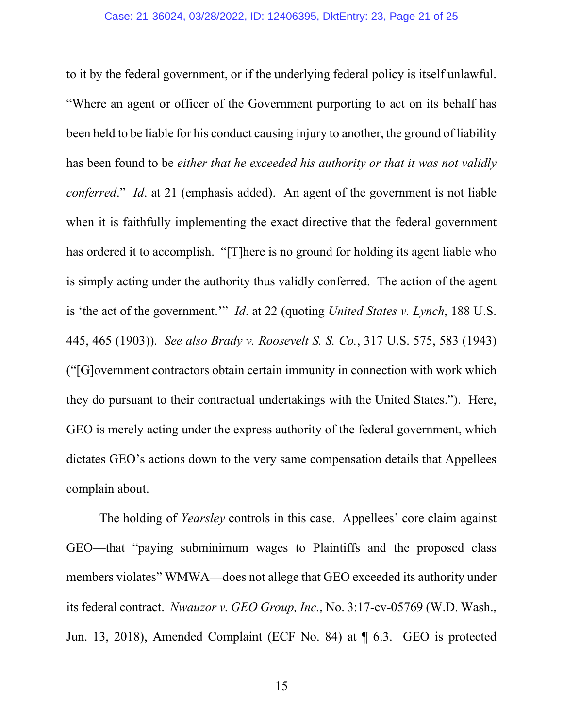to it by the federal government, or if the underlying federal policy is itself unlawful. "Where an agent or officer of the Government purporting to act on its behalf has been held to be liable for his conduct causing injury to another, the ground of liability has been found to be *either that he exceeded his authority or that it was not validly conferred*." *Id*. at 21 (emphasis added). An agent of the government is not liable when it is faithfully implementing the exact directive that the federal government has ordered it to accomplish. "[T]here is no ground for holding its agent liable who is simply acting under the authority thus validly conferred. The action of the agent is 'the act of the government.'" *Id*. at 22 (quoting *United States v. Lynch*, 188 U.S. 445, 465 (1903)). *See also Brady v. Roosevelt S. S. Co.*, 317 U.S. 575, 583 (1943) ("[G]overnment contractors obtain certain immunity in connection with work which they do pursuant to their contractual undertakings with the United States."). Here, GEO is merely acting under the express authority of the federal government, which dictates GEO's actions down to the very same compensation details that Appellees complain about.

The holding of *Yearsley* controls in this case. Appellees' core claim against GEO—that "paying subminimum wages to Plaintiffs and the proposed class members violates" WMWA—does not allege that GEO exceeded its authority under its federal contract. *Nwauzor v. GEO Group, Inc.*, No. 3:17-cv-05769 (W.D. Wash., Jun. 13, 2018), Amended Complaint (ECF No. 84) at ¶ 6.3. GEO is protected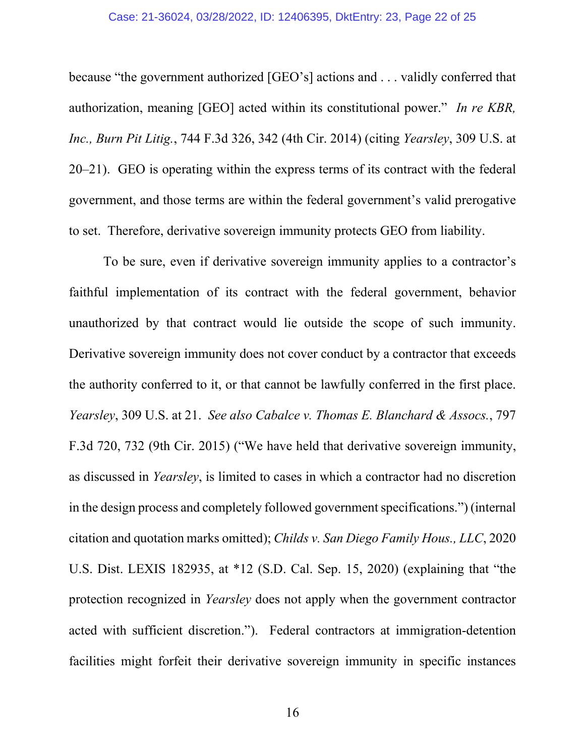because "the government authorized [GEO's] actions and . . . validly conferred that authorization, meaning [GEO] acted within its constitutional power." *In re KBR, Inc., Burn Pit Litig.*, 744 F.3d 326, 342 (4th Cir. 2014) (citing *Yearsley*, 309 U.S. at 20–21). GEO is operating within the express terms of its contract with the federal government, and those terms are within the federal government's valid prerogative to set. Therefore, derivative sovereign immunity protects GEO from liability.

To be sure, even if derivative sovereign immunity applies to a contractor's faithful implementation of its contract with the federal government, behavior unauthorized by that contract would lie outside the scope of such immunity. Derivative sovereign immunity does not cover conduct by a contractor that exceeds the authority conferred to it, or that cannot be lawfully conferred in the first place. *Yearsley*, 309 U.S. at 21. *See also Cabalce v. Thomas E. Blanchard & Assocs.*, 797 F.3d 720, 732 (9th Cir. 2015) ("We have held that derivative sovereign immunity, as discussed in *Yearsley*, is limited to cases in which a contractor had no discretion in the design process and completely followed government specifications.") (internal citation and quotation marks omitted); *Childs v. San Diego Family Hous., LLC*, 2020 U.S. Dist. LEXIS 182935, at *12 (S.D. Cal. Sep. 15, 2020) (explaining that "the protection recognized in *Yearsley* does not apply when the government contractor acted with sufficient discretion."). Federal contractors at immigration-detention facilities might forfeit their derivative sovereign immunity in specific instances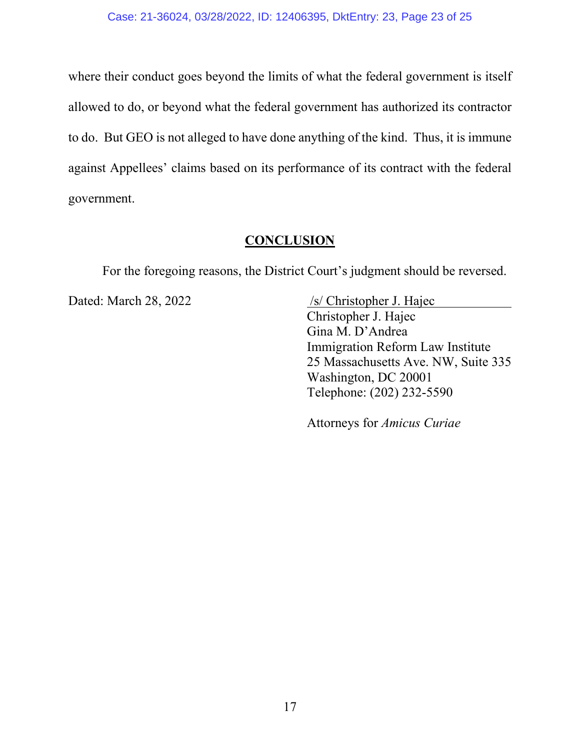where their conduct goes beyond the limits of what the federal government is itself allowed to do, or beyond what the federal government has authorized its contractor to do. But GEO is not alleged to have done anything of the kind. Thus, it is immune against Appellees' claims based on its performance of its contract with the federal government.

## CONCLUSION

For the foregoing reasons, the District Court's judgment should be reversed.

Dated: March 28, 2022

/s/ Christopher J. Hajec
Christopher J. Hajec
Gina M. D'Andrea
Immigration Reform Law Institute
25 Massachusetts Ave. NW, Suite 335
Washington, DC 20001
Telephone: (202) 232-5590

Attorneys for *Amicus Curiae*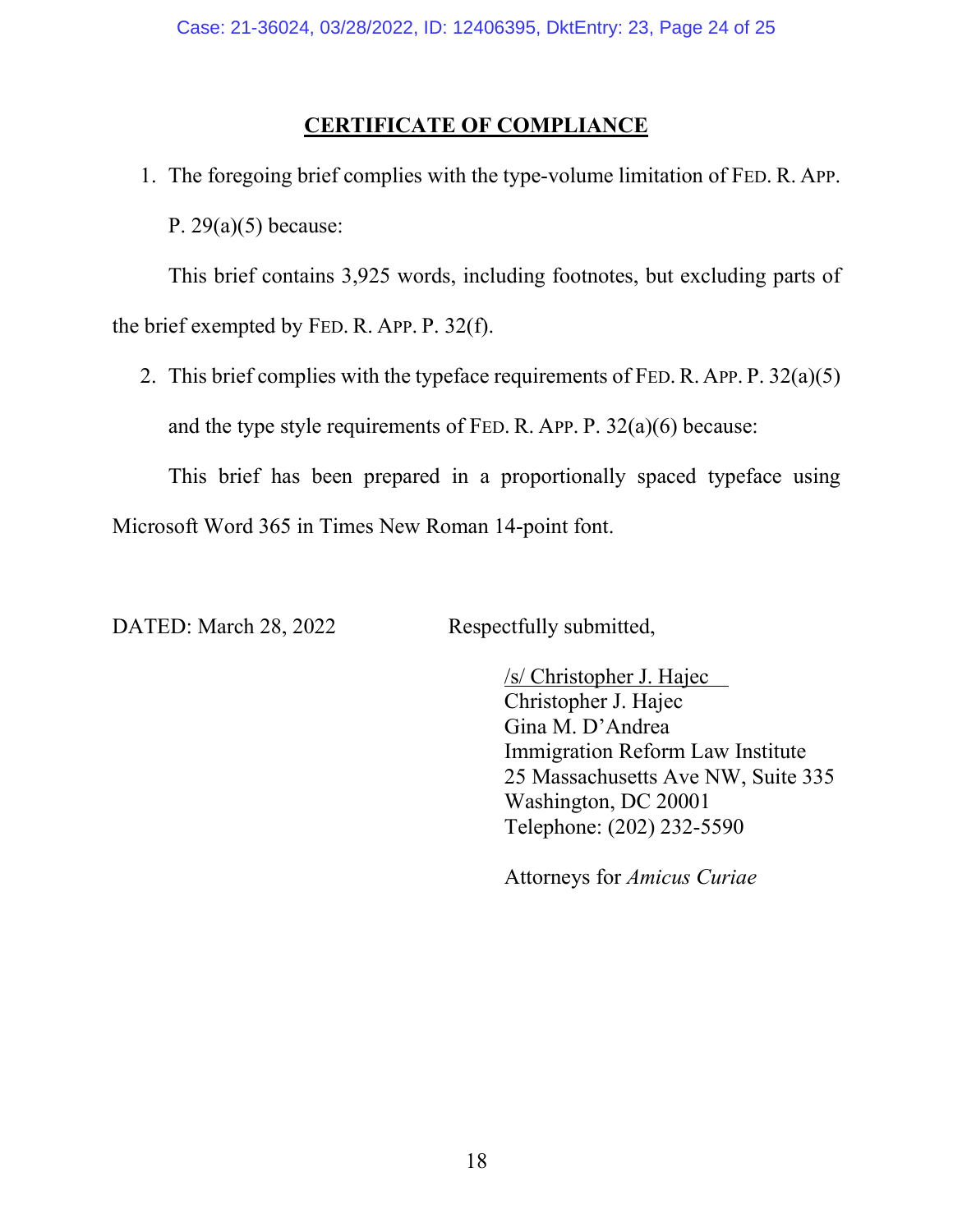## CERTIFICATE OF COMPLIANCE

1. The foregoing brief complies with the type-volume limitation of FED. R. APP. P. 29(a)(5) because:

   This brief contains 3,925 words, including footnotes, but excluding parts of the brief exempted by FED. R. APP. P. 32(f).

2. This brief complies with the typeface requirements of FED. R. APP. P. 32(a)(5) and the type style requirements of FED. R. APP. P. 32(a)(6) because:

   This brief has been prepared in a proportionally spaced typeface using Microsoft Word 365 in Times New Roman 14-point font.

DATED: March 28, 2022

Respectfully submitted,

/s/ Christopher J. Hajec
Christopher J. Hajec
Gina M. D'Andrea
Immigration Reform Law Institute
25 Massachusetts Ave NW, Suite 335
Washington, DC 20001
Telephone: (202) 232-5590

Attorneys for *Amicus Curiae*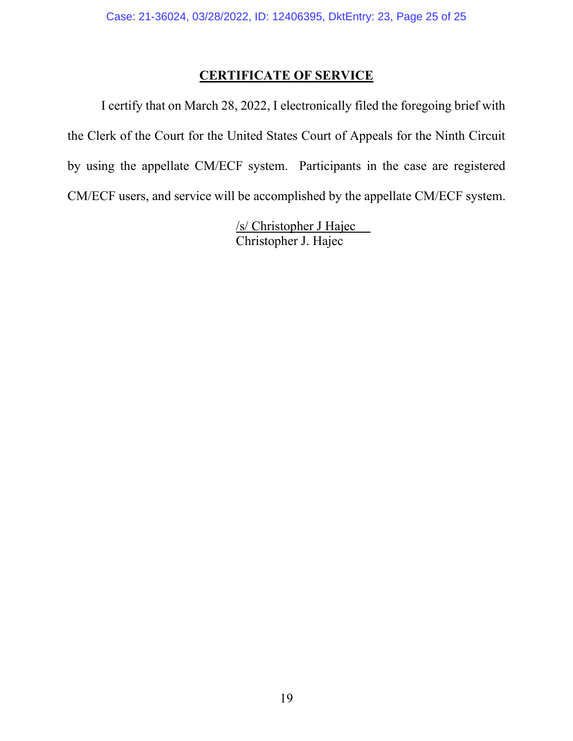# CERTIFICATE OF SERVICE

I certify that on March 28, 2022, I electronically filed the foregoing brief with the Clerk of the Court for the United States Court of Appeals for the Ninth Circuit by using the appellate CM/ECF system. Participants in the case are registered CM/ECF users, and service will be accomplished by the appellate CM/ECF system.

/s/ Christopher J Hajec
Christopher J. Hajec